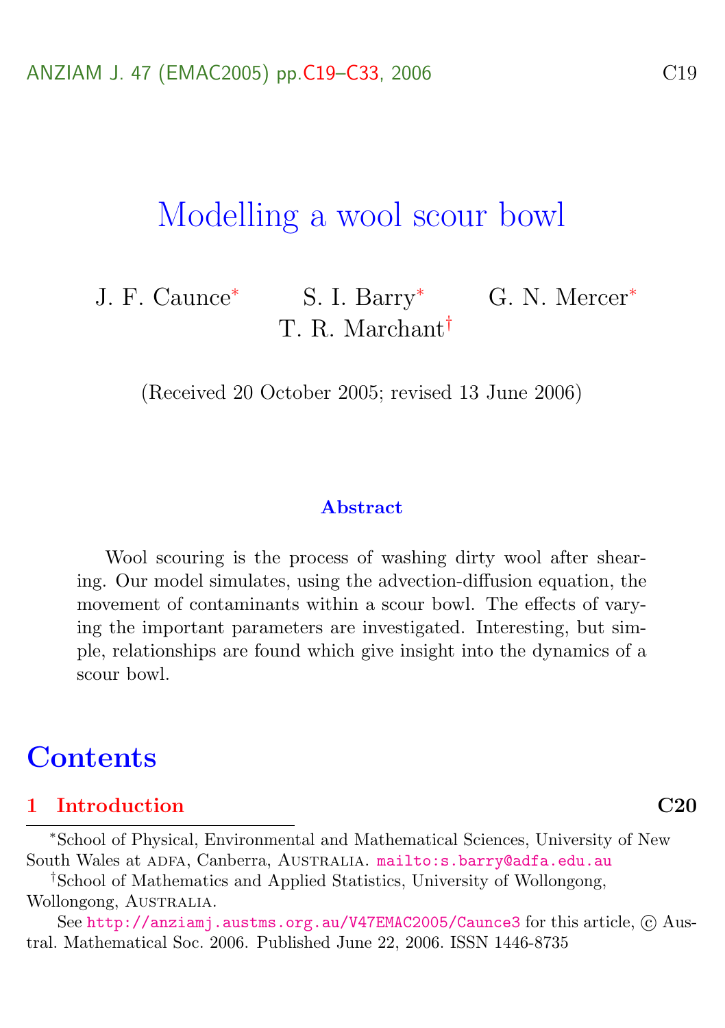# Modelling a wool scour bowl

J. F. Caunce[*] S. I. Barry[*] G. N. Mercer[*]
T. R. Marchant[†]

(Received 20 October 2005; revised 13 June 2006)

### Abstract

Wool scouring is the process of washing dirty wool after shearing. Our model simulates, using the advection-diffusion equation, the movement of contaminants within a scour bowl. The effects of varying the important parameters are investigated. Interesting, but simple, relationships are found which give insight into the dynamics of a scour bowl.

## Contents

**1 Introduction** **C20**

[*]School of Physical, Environmental and Mathematical Sciences, University of New South Wales at ADFA, Canberra, Australia. mailto:s.barry@adfa.edu.au

[†]School of Mathematics and Applied Statistics, University of Wollongong, Wollongong, Australia.

See http://anziamj.austms.org.au/V47EMAC2005/Caunce3 for this article, © Austral. Mathematical Soc. 2006. Published June 22, 2006. ISSN 1446-8735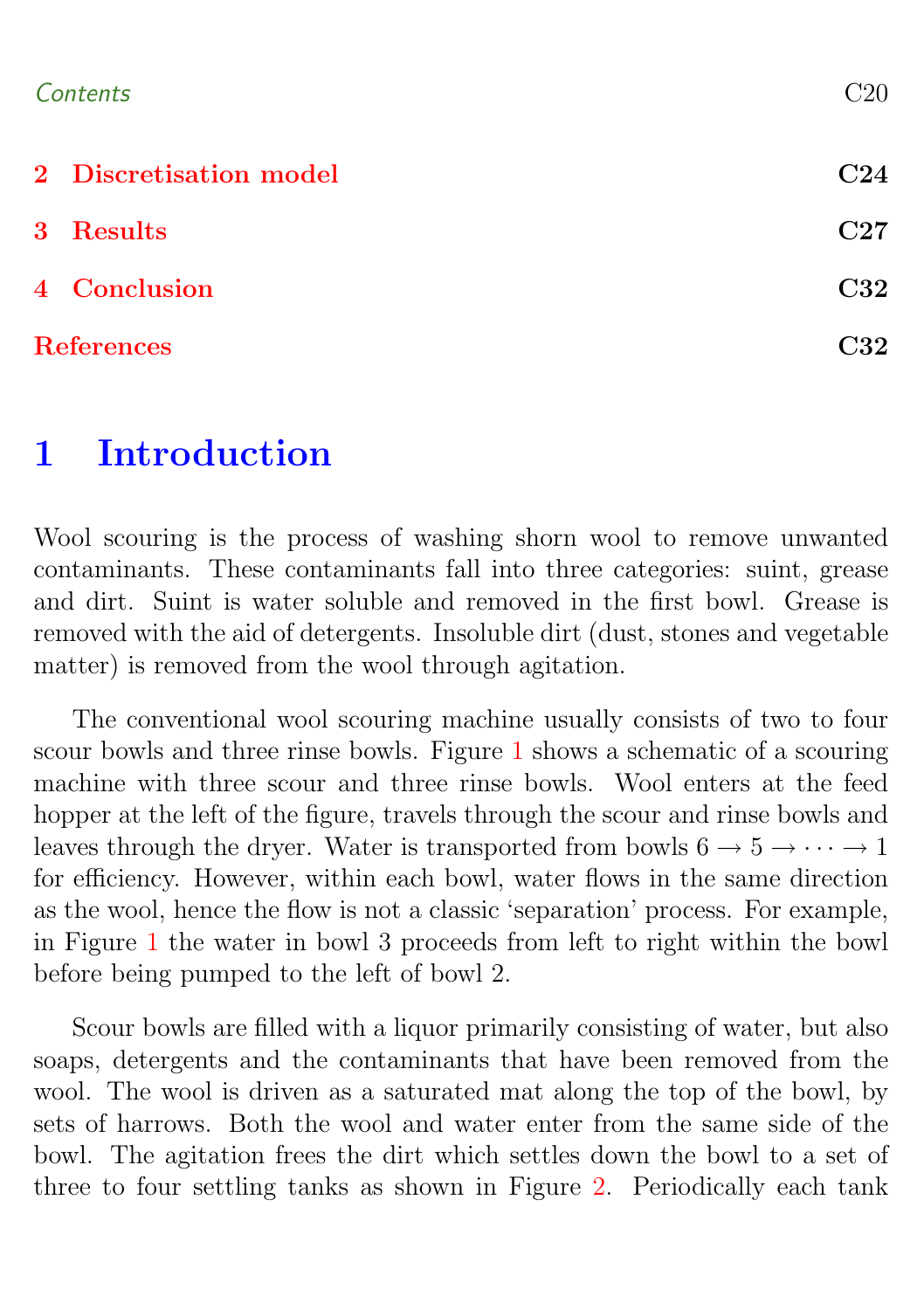| | |
|---|---|
| **2 Discretisation model** | **C24** |
| **3 Results** | **C27** |
| **4 Conclusion** | **C32** |
| **References** | **C32** |

# 1 Introduction

Wool scouring is the process of washing shorn wool to remove unwanted contaminants. These contaminants fall into three categories: suint, grease and dirt. Suint is water soluble and removed in the first bowl. Grease is removed with the aid of detergents. Insoluble dirt (dust, stones and vegetable matter) is removed from the wool through agitation.

The conventional wool scouring machine usually consists of two to four scour bowls and three rinse bowls. Figure 1 shows a schematic of a scouring machine with three scour and three rinse bowls. Wool enters at the feed hopper at the left of the figure, travels through the scour and rinse bowls and leaves through the dryer. Water is transported from bowls $6 \to 5 \to \cdots \to 1$ for efficiency. However, within each bowl, water flows in the same direction as the wool, hence the flow is not a classic 'separation' process. For example, in Figure 1 the water in bowl 3 proceeds from left to right within the bowl before being pumped to the left of bowl 2.

Scour bowls are filled with a liquor primarily consisting of water, but also soaps, detergents and the contaminants that have been removed from the wool. The wool is driven as a saturated mat along the top of the bowl, by sets of harrows. Both the wool and water enter from the same side of the bowl. The agitation frees the dirt which settles down the bowl to a set of three to four settling tanks as shown in Figure 2. Periodically each tank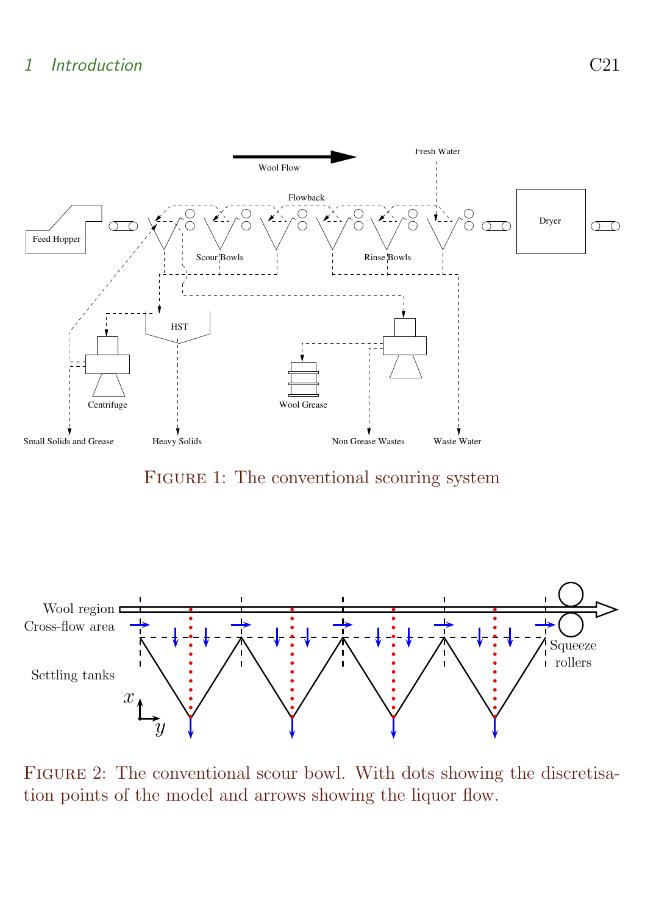FIGURE 1: The conventional scouring system

FIGURE 2: The conventional scour bowl. With dots showing the discretisation points of the model and arrows showing the liquor flow.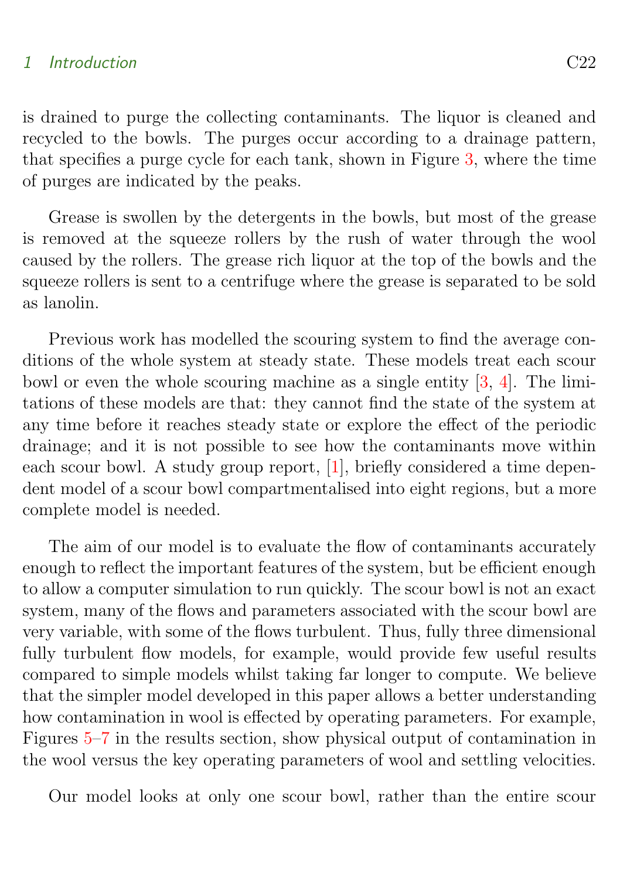is drained to purge the collecting contaminants. The liquor is cleaned and recycled to the bowls. The purges occur according to a drainage pattern, that specifies a purge cycle for each tank, shown in Figure 3, where the time of purges are indicated by the peaks.

Grease is swollen by the detergents in the bowls, but most of the grease is removed at the squeeze rollers by the rush of water through the wool caused by the rollers. The grease rich liquor at the top of the bowls and the squeeze rollers is sent to a centrifuge where the grease is separated to be sold as lanolin.

Previous work has modelled the scouring system to find the average conditions of the whole system at steady state. These models treat each scour bowl or even the whole scouring machine as a single entity [3, 4]. The limitations of these models are that: they cannot find the state of the system at any time before it reaches steady state or explore the effect of the periodic drainage; and it is not possible to see how the contaminants move within each scour bowl. A study group report, [1], briefly considered a time dependent model of a scour bowl compartmentalised into eight regions, but a more complete model is needed.

The aim of our model is to evaluate the flow of contaminants accurately enough to reflect the important features of the system, but be efficient enough to allow a computer simulation to run quickly. The scour bowl is not an exact system, many of the flows and parameters associated with the scour bowl are very variable, with some of the flows turbulent. Thus, fully three dimensional fully turbulent flow models, for example, would provide few useful results compared to simple models whilst taking far longer to compute. We believe that the simpler model developed in this paper allows a better understanding how contamination in wool is effected by operating parameters. For example, Figures 5–7 in the results section, show physical output of contamination in the wool versus the key operating parameters of wool and settling velocities.

Our model looks at only one scour bowl, rather than the entire scour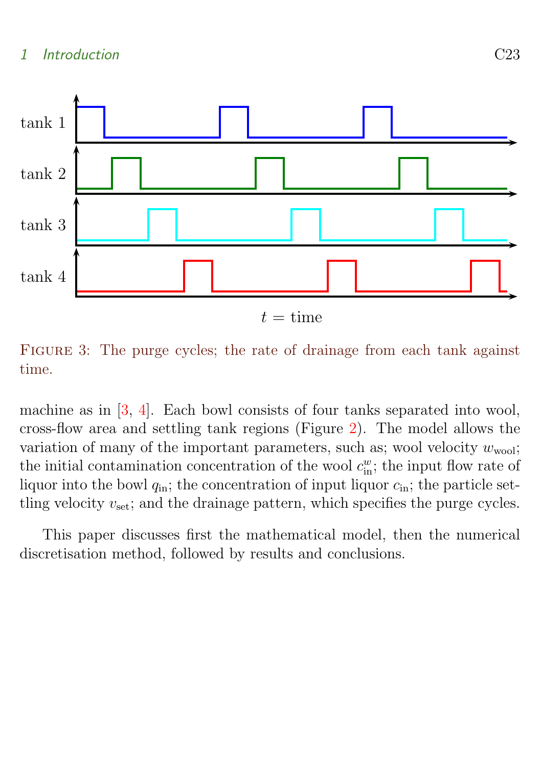Figure 3: The purge cycles; the rate of drainage from each tank against time.

machine as in [3, 4]. Each bowl consists of four tanks separated into wool, cross-flow area and settling tank regions (Figure 2). The model allows the variation of many of the important parameters, such as; wool velocity $w_{\text{wool}}$; the initial contamination concentration of the wool $c^w_{\text{in}}$; the input flow rate of liquor into the bowl $q_{\text{in}}$; the concentration of input liquor $c_{\text{in}}$; the particle settling velocity $v_{\text{set}}$; and the drainage pattern, which specifies the purge cycles.

This paper discusses first the mathematical model, then the numerical discretisation method, followed by results and conclusions.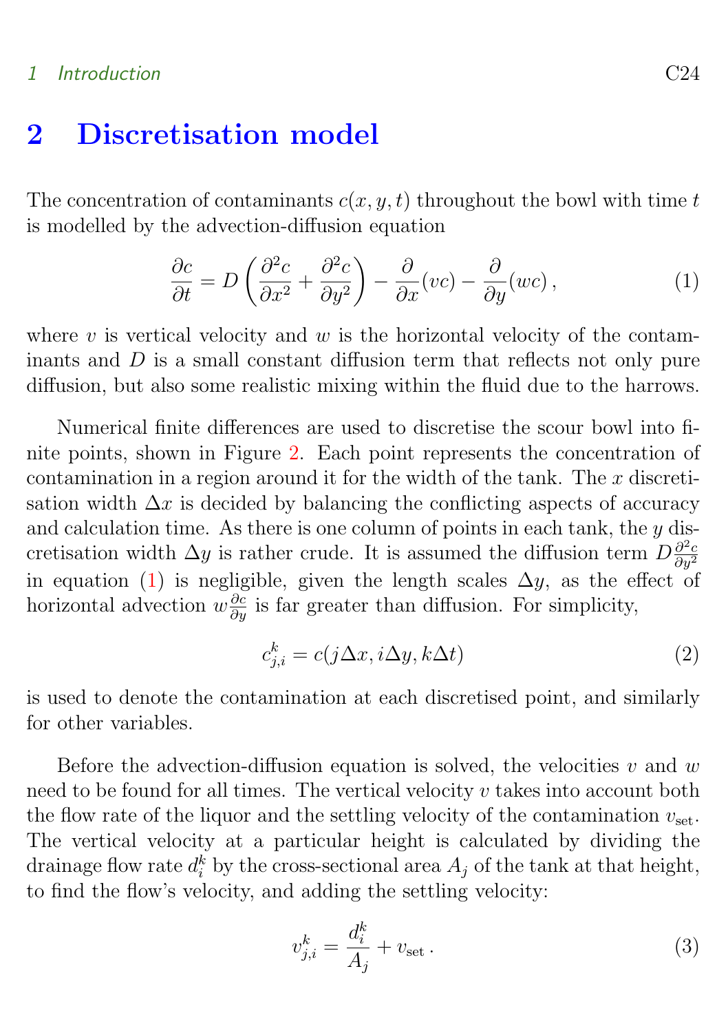## 2 Discretisation model

The concentration of contaminants $c(x, y, t)$ throughout the bowl with time $t$ is modelled by the advection-diffusion equation

$$\frac{\partial c}{\partial t} = D\left(\frac{\partial^2 c}{\partial x^2} + \frac{\partial^2 c}{\partial y^2}\right) - \frac{\partial}{\partial x}(vc) - \frac{\partial}{\partial y}(wc)\,, \tag{1}$$

where $v$ is vertical velocity and $w$ is the horizontal velocity of the contaminants and $D$ is a small constant diffusion term that reflects not only pure diffusion, but also some realistic mixing within the fluid due to the harrows.

Numerical finite differences are used to discretise the scour bowl into finite points, shown in Figure 2. Each point represents the concentration of contamination in a region around it for the width of the tank. The $x$ discretisation width $\Delta x$ is decided by balancing the conflicting aspects of accuracy and calculation time. As there is one column of points in each tank, the $y$ discretisation width $\Delta y$ is rather crude. It is assumed the diffusion term $D\frac{\partial^2 c}{\partial y^2}$ in equation (1) is negligible, given the length scales $\Delta y$, as the effect of horizontal advection $w\frac{\partial c}{\partial y}$ is far greater than diffusion. For simplicity,

$$c_{j,i}^k = c(j\Delta x, i\Delta y, k\Delta t) \tag{2}$$

is used to denote the contamination at each discretised point, and similarly for other variables.

Before the advection-diffusion equation is solved, the velocities $v$ and $w$ need to be found for all times. The vertical velocity $v$ takes into account both the flow rate of the liquor and the settling velocity of the contamination $v_{\text{set}}$. The vertical velocity at a particular height is calculated by dividing the drainage flow rate $d_i^k$ by the cross-sectional area $A_j$ of the tank at that height, to find the flow's velocity, and adding the settling velocity:

$$v_{j,i}^k = \frac{d_i^k}{A_j} + v_{\text{set}}\,. \tag{3}$$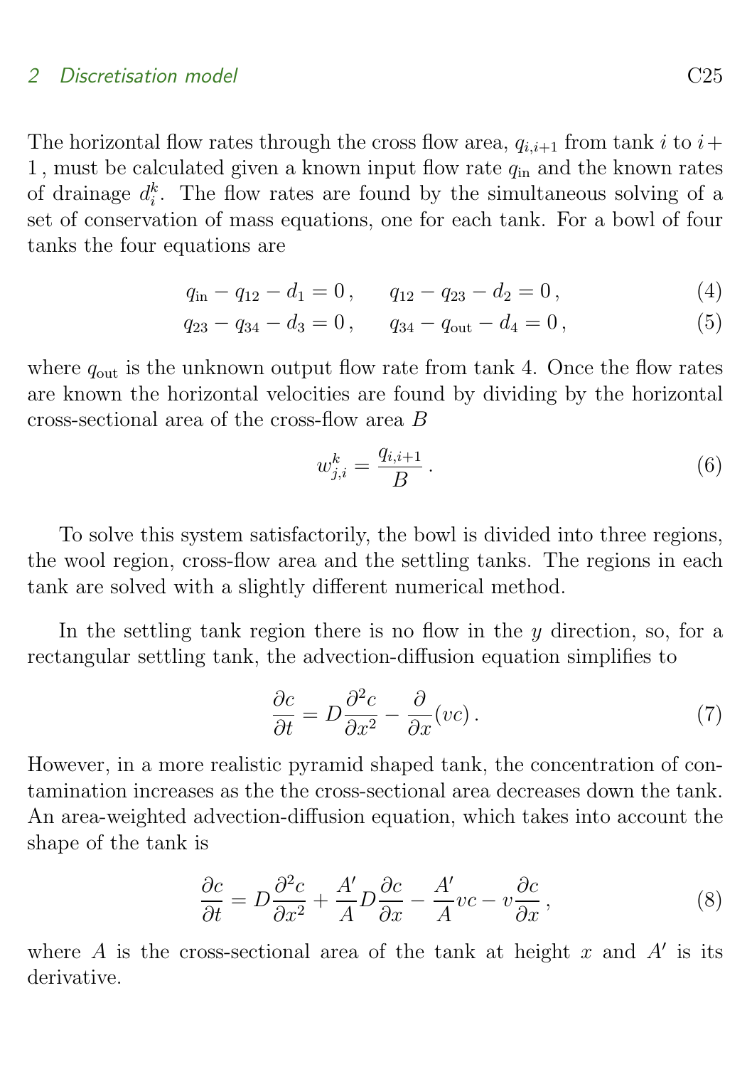The horizontal flow rates through the cross flow area, $q_{i,i+1}$ from tank $i$ to $i+1$, must be calculated given a known input flow rate $q_{\text{in}}$ and the known rates of drainage $d_i^k$. The flow rates are found by the simultaneous solving of a set of conservation of mass equations, one for each tank. For a bowl of four tanks the four equations are

$$q_{\text{in}} - q_{12} - d_1 = 0\,, \qquad q_{12} - q_{23} - d_2 = 0\,, \tag{4}$$

$$q_{23} - q_{34} - d_3 = 0\,, \qquad q_{34} - q_{\text{out}} - d_4 = 0\,, \tag{5}$$

where $q_{\text{out}}$ is the unknown output flow rate from tank 4. Once the flow rates are known the horizontal velocities are found by dividing by the horizontal cross-sectional area of the cross-flow area $B$

$$w_{j,i}^k = \frac{q_{i,i+1}}{B}\,. \tag{6}$$

To solve this system satisfactorily, the bowl is divided into three regions, the wool region, cross-flow area and the settling tanks. The regions in each tank are solved with a slightly different numerical method.

In the settling tank region there is no flow in the $y$ direction, so, for a rectangular settling tank, the advection-diffusion equation simplifies to

$$\frac{\partial c}{\partial t} = D\frac{\partial^2 c}{\partial x^2} - \frac{\partial}{\partial x}(vc)\,. \tag{7}$$

However, in a more realistic pyramid shaped tank, the concentration of contamination increases as the the cross-sectional area decreases down the tank. An area-weighted advection-diffusion equation, which takes into account the shape of the tank is

$$\frac{\partial c}{\partial t} = D\frac{\partial^2 c}{\partial x^2} + \frac{A'}{A}D\frac{\partial c}{\partial x} - \frac{A'}{A}vc - v\frac{\partial c}{\partial x}\,, \tag{8}$$

where $A$ is the cross-sectional area of the tank at height $x$ and $A'$ is its derivative.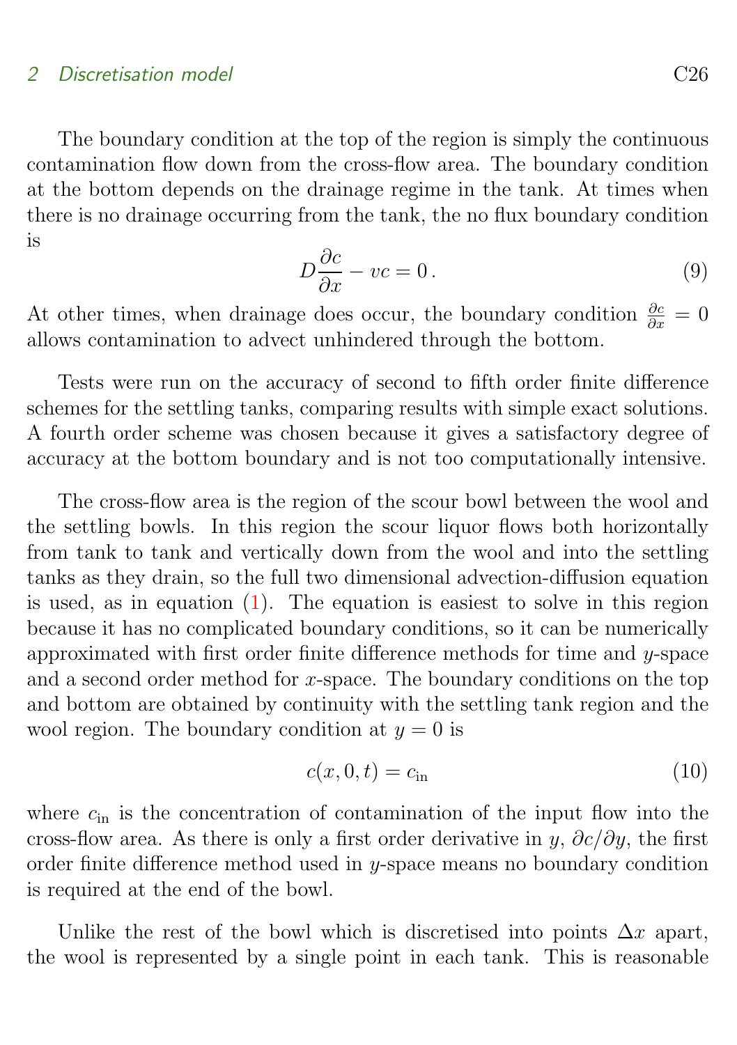The boundary condition at the top of the region is simply the continuous contamination flow down from the cross-flow area. The boundary condition at the bottom depends on the drainage regime in the tank. At times when there is no drainage occurring from the tank, the no flux boundary condition is

$$D\frac{\partial c}{\partial x} - vc = 0\,. \tag{9}$$

At other times, when drainage does occur, the boundary condition $\frac{\partial c}{\partial x} = 0$ allows contamination to advect unhindered through the bottom.

Tests were run on the accuracy of second to fifth order finite difference schemes for the settling tanks, comparing results with simple exact solutions. A fourth order scheme was chosen because it gives a satisfactory degree of accuracy at the bottom boundary and is not too computationally intensive.

The cross-flow area is the region of the scour bowl between the wool and the settling bowls. In this region the scour liquor flows both horizontally from tank to tank and vertically down from the wool and into the settling tanks as they drain, so the full two dimensional advection-diffusion equation is used, as in equation (1). The equation is easiest to solve in this region because it has no complicated boundary conditions, so it can be numerically approximated with first order finite difference methods for time and $y$-space and a second order method for $x$-space. The boundary conditions on the top and bottom are obtained by continuity with the settling tank region and the wool region. The boundary condition at $y = 0$ is

$$c(x, 0, t) = c_{\text{in}} \tag{10}$$

where $c_{\text{in}}$ is the concentration of contamination of the input flow into the cross-flow area. As there is only a first order derivative in $y$, $\partial c/\partial y$, the first order finite difference method used in $y$-space means no boundary condition is required at the end of the bowl.

Unlike the rest of the bowl which is discretised into points $\Delta x$ apart, the wool is represented by a single point in each tank. This is reasonable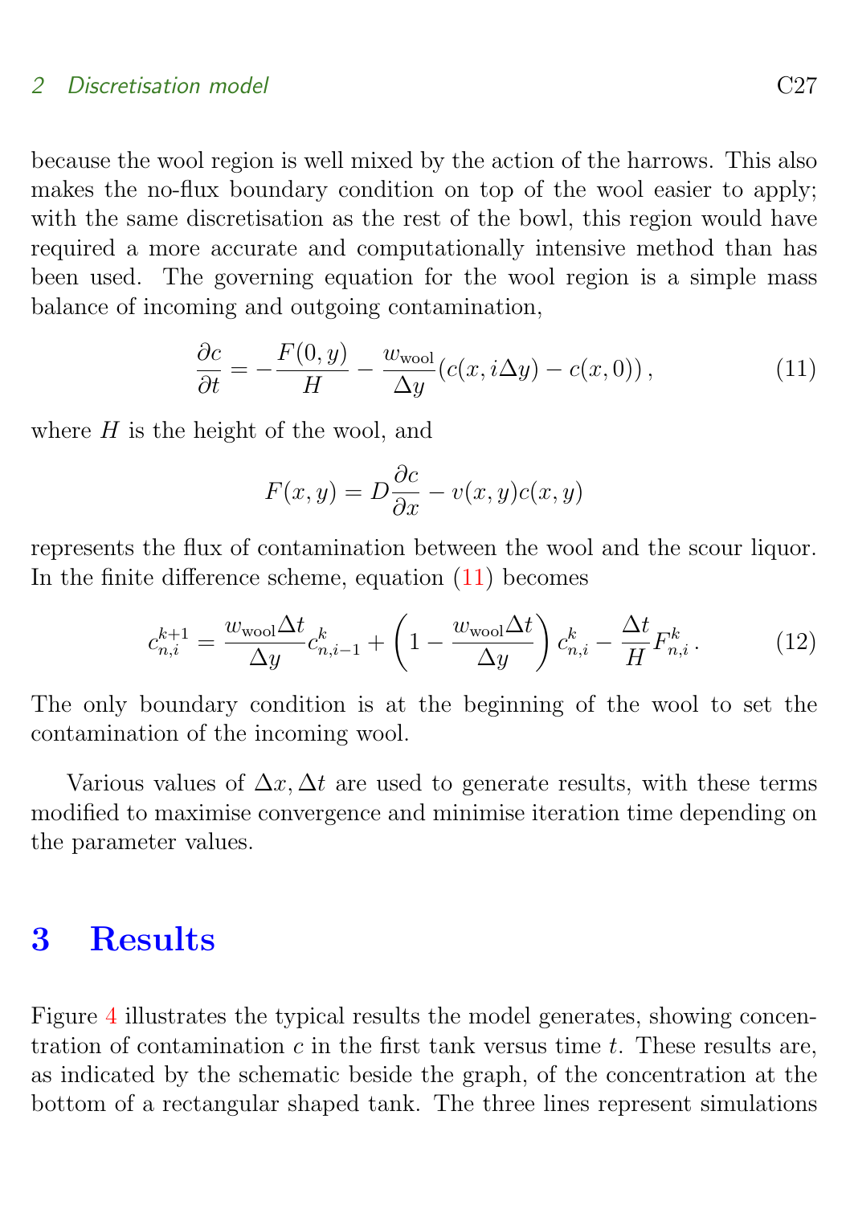because the wool region is well mixed by the action of the harrows. This also makes the no-flux boundary condition on top of the wool easier to apply; with the same discretisation as the rest of the bowl, this region would have required a more accurate and computationally intensive method than has been used. The governing equation for the wool region is a simple mass balance of incoming and outgoing contamination,

$$\frac{\partial c}{\partial t} = -\frac{F(0,y)}{H} - \frac{w_{\text{wool}}}{\Delta y}\left(c(x, i\Delta y) - c(x,0)\right), \tag{11}$$

where $H$ is the height of the wool, and

$$F(x,y) = D\frac{\partial c}{\partial x} - v(x,y)c(x,y)$$

represents the flux of contamination between the wool and the scour liquor. In the finite difference scheme, equation (11) becomes

$$c_{n,i}^{k+1} = \frac{w_{\text{wool}}\Delta t}{\Delta y} c_{n,i-1}^{k} + \left(1 - \frac{w_{\text{wool}}\Delta t}{\Delta y}\right) c_{n,i}^{k} - \frac{\Delta t}{H} F_{n,i}^{k}. \tag{12}$$

The only boundary condition is at the beginning of the wool to set the contamination of the incoming wool.

Various values of $\Delta x, \Delta t$ are used to generate results, with these terms modified to maximise convergence and minimise iteration time depending on the parameter values.

# 3 Results

Figure 4 illustrates the typical results the model generates, showing concentration of contamination $c$ in the first tank versus time $t$. These results are, as indicated by the schematic beside the graph, of the concentration at the bottom of a rectangular shaped tank. The three lines represent simulations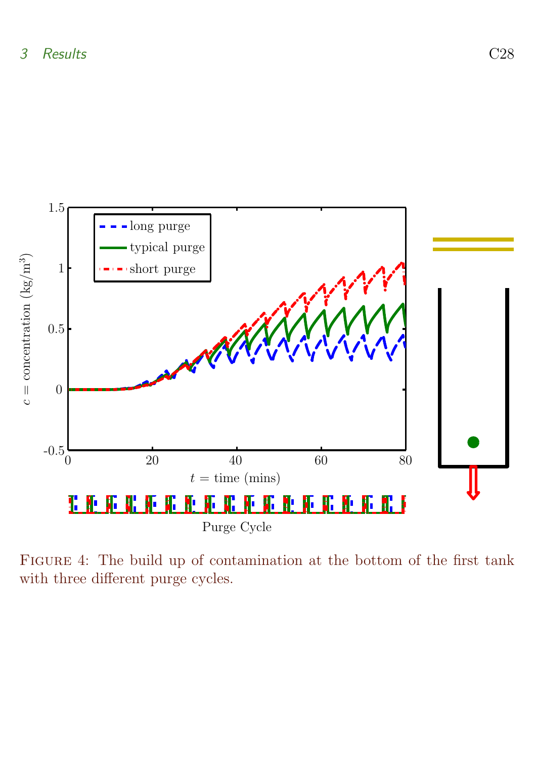Figure 4: The build up of contamination at the bottom of the first tank with three different purge cycles.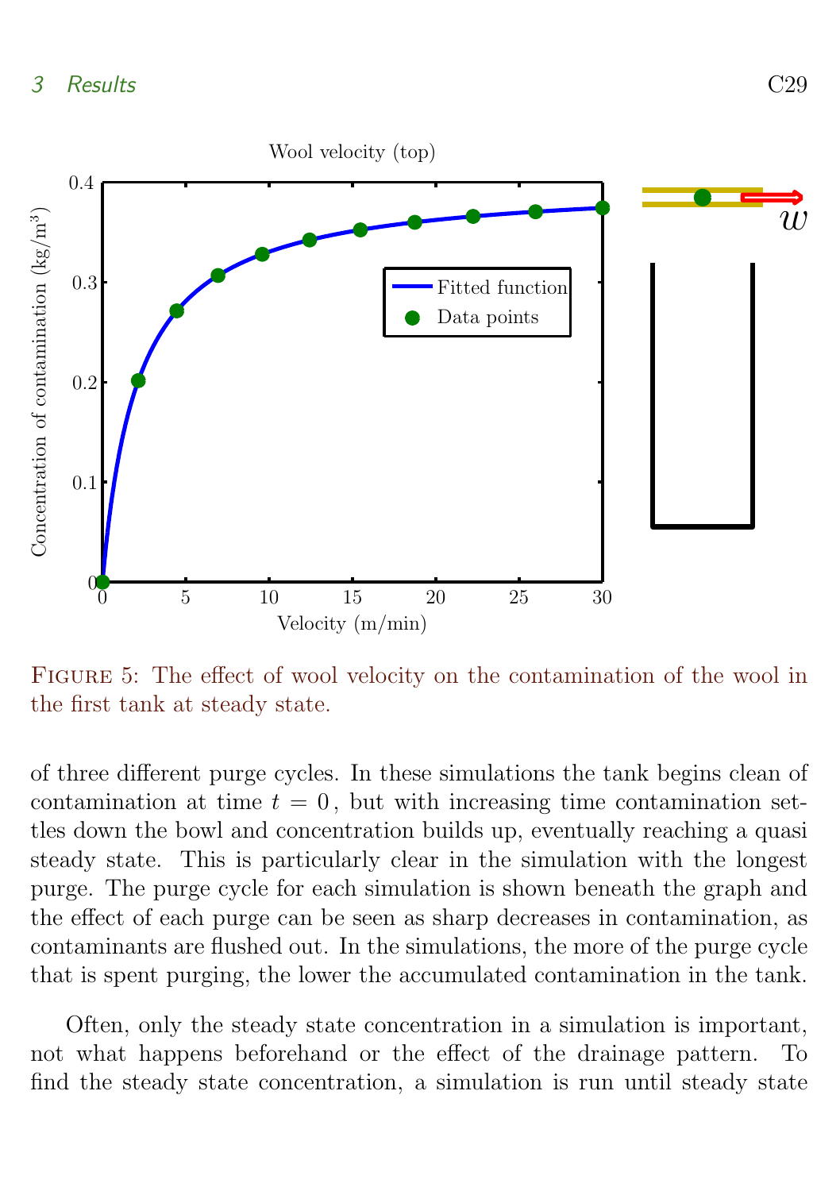Figure 5: The effect of wool velocity on the contamination of the wool in the first tank at steady state.

of three different purge cycles. In these simulations the tank begins clean of contamination at time $t = 0$, but with increasing time contamination settles down the bowl and concentration builds up, eventually reaching a quasi steady state. This is particularly clear in the simulation with the longest purge. The purge cycle for each simulation is shown beneath the graph and the effect of each purge can be seen as sharp decreases in contamination, as contaminants are flushed out. In the simulations, the more of the purge cycle that is spent purging, the lower the accumulated contamination in the tank.

Often, only the steady state concentration in a simulation is important, not what happens beforehand or the effect of the drainage pattern. To find the steady state concentration, a simulation is run until steady state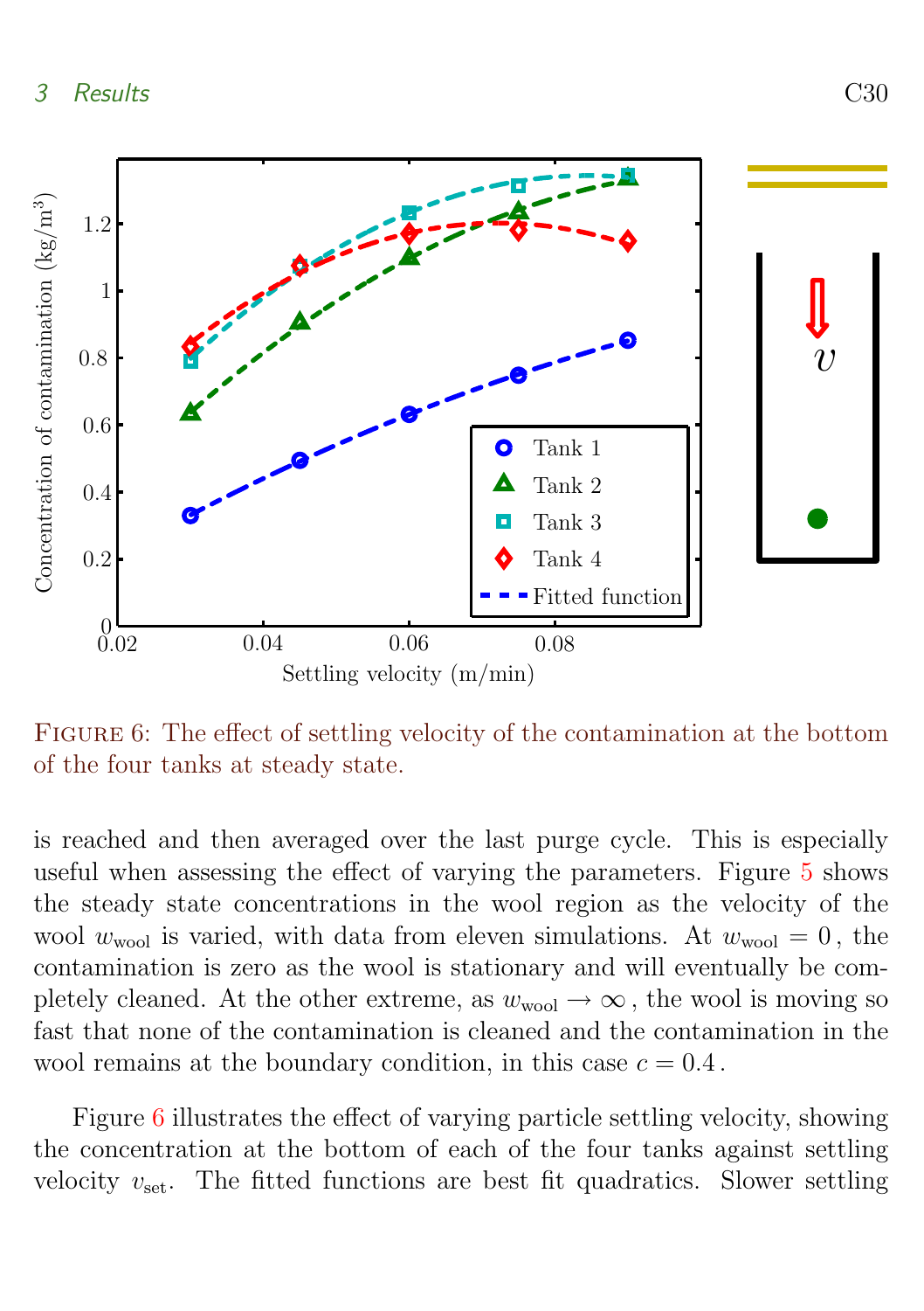Figure 6: The effect of settling velocity of the contamination at the bottom of the four tanks at steady state.

is reached and then averaged over the last purge cycle. This is especially useful when assessing the effect of varying the parameters. Figure 5 shows the steady state concentrations in the wool region as the velocity of the wool $w_{\text{wool}}$ is varied, with data from eleven simulations. At $w_{\text{wool}} = 0$, the contamination is zero as the wool is stationary and will eventually be completely cleaned. At the other extreme, as $w_{\text{wool}} \to \infty$, the wool is moving so fast that none of the contamination is cleaned and the contamination in the wool remains at the boundary condition, in this case $c = 0.4$.

Figure 6 illustrates the effect of varying particle settling velocity, showing the concentration at the bottom of each of the four tanks against settling velocity $v_{\text{set}}$. The fitted functions are best fit quadratics. Slower settling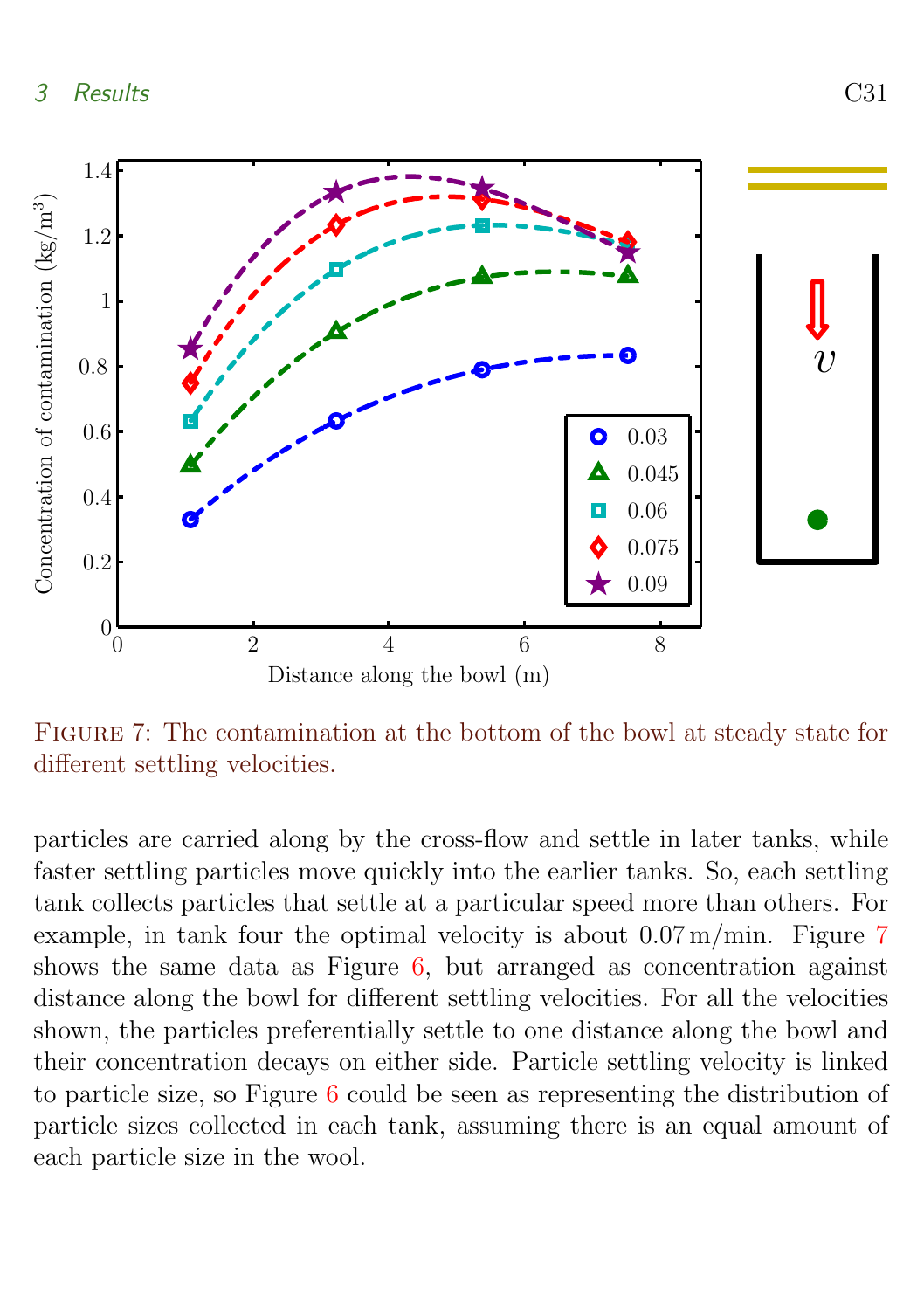Figure 7: The contamination at the bottom of the bowl at steady state for different settling velocities.

particles are carried along by the cross-flow and settle in later tanks, while faster settling particles move quickly into the earlier tanks. So, each settling tank collects particles that settle at a particular speed more than others. For example, in tank four the optimal velocity is about 0.07 m/min. Figure 7 shows the same data as Figure 6, but arranged as concentration against distance along the bowl for different settling velocities. For all the velocities shown, the particles preferentially settle to one distance along the bowl and their concentration decays on either side. Particle settling velocity is linked to particle size, so Figure 6 could be seen as representing the distribution of particle sizes collected in each tank, assuming there is an equal amount of each particle size in the wool.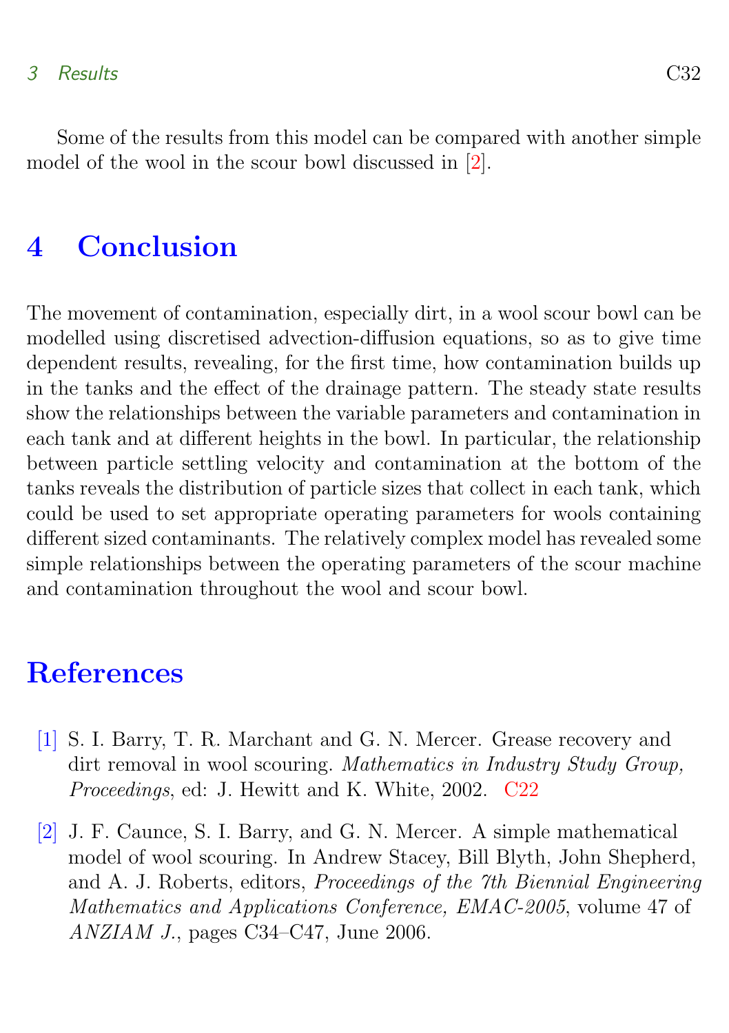Some of the results from this model can be compared with another simple model of the wool in the scour bowl discussed in [2].

# 4 Conclusion

The movement of contamination, especially dirt, in a wool scour bowl can be modelled using discretised advection-diffusion equations, so as to give time dependent results, revealing, for the first time, how contamination builds up in the tanks and the effect of the drainage pattern. The steady state results show the relationships between the variable parameters and contamination in each tank and at different heights in the bowl. In particular, the relationship between particle settling velocity and contamination at the bottom of the tanks reveals the distribution of particle sizes that collect in each tank, which could be used to set appropriate operating parameters for wools containing different sized contaminants. The relatively complex model has revealed some simple relationships between the operating parameters of the scour machine and contamination throughout the wool and scour bowl.

# References

[1] S. I. Barry, T. R. Marchant and G. N. Mercer. Grease recovery and dirt removal in wool scouring. *Mathematics in Industry Study Group, Proceedings*, ed: J. Hewitt and K. White, 2002. C22

[2] J. F. Caunce, S. I. Barry, and G. N. Mercer. A simple mathematical model of wool scouring. In Andrew Stacey, Bill Blyth, John Shepherd, and A. J. Roberts, editors, *Proceedings of the 7th Biennial Engineering Mathematics and Applications Conference, EMAC-2005*, volume 47 of *ANZIAM J.*, pages C34–C47, June 2006.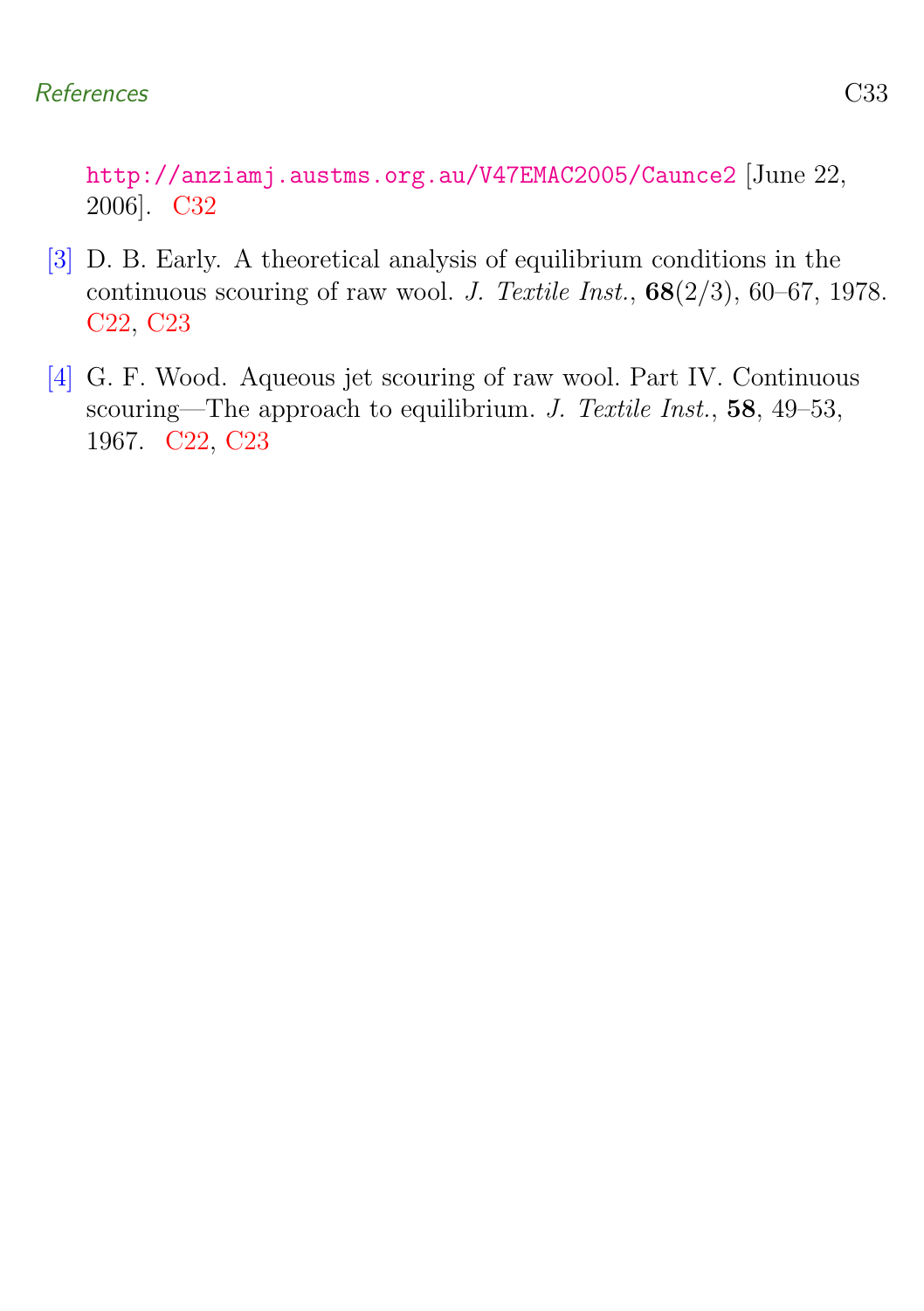http://anziamj.austms.org.au/V47EMAC2005/Caunce2 [June 22, 2006]. C32

[3] D. B. Early. A theoretical analysis of equilibrium conditions in the continuous scouring of raw wool. *J. Textile Inst.*, **68**(2/3), 60–67, 1978. C22, C23

[4] G. F. Wood. Aqueous jet scouring of raw wool. Part IV. Continuous scouring—The approach to equilibrium. *J. Textile Inst.*, **58**, 49–53, 1967. C22, C23